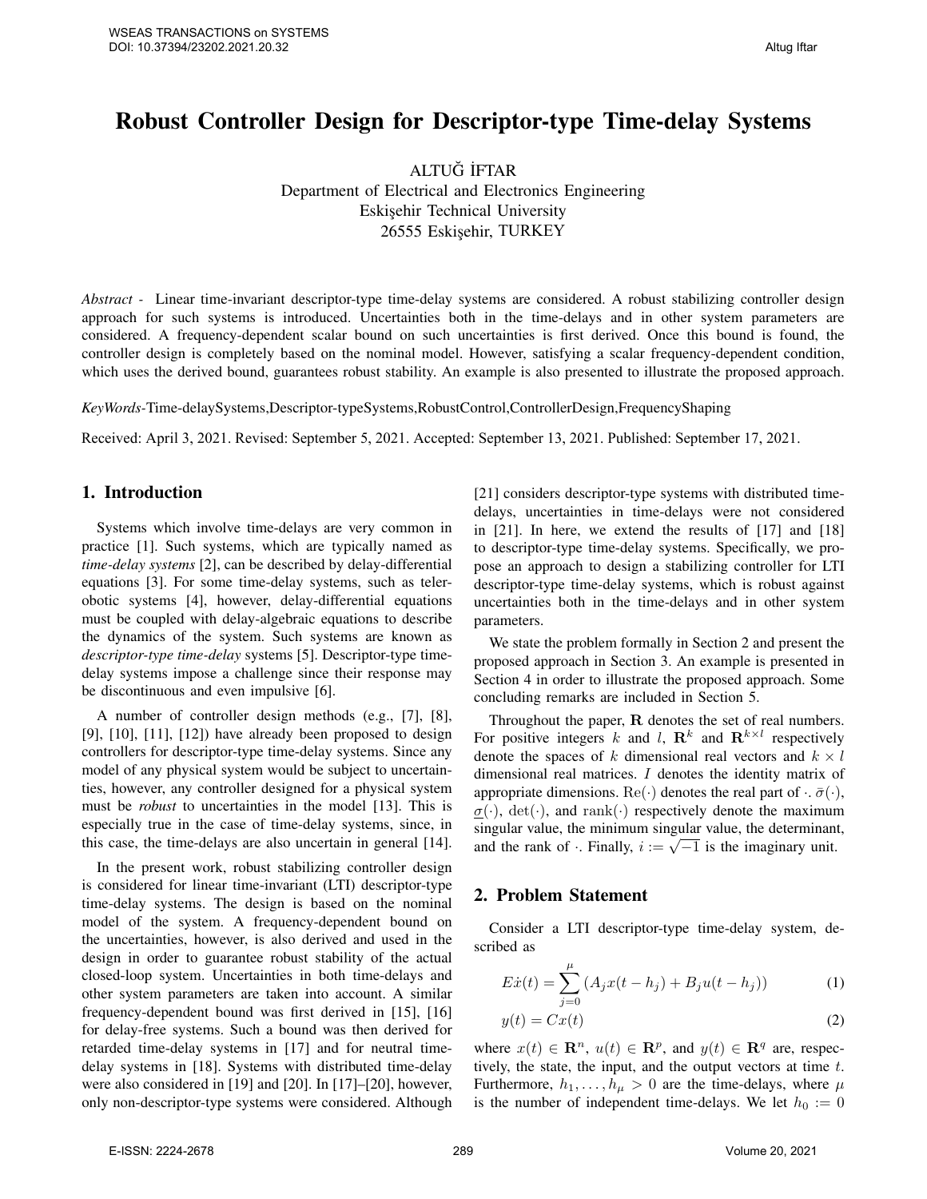# Robust Controller Design for Descriptor-type Time-delay Systems

ALTUĞ İFTAR
Department of Electrical and Electronics Engineering
Eskişehir Technical University
26555 Eskişehir, TURKEY

*Abstract -* Linear time-invariant descriptor-type time-delay systems are considered. A robust stabilizing controller design approach for such systems is introduced. Uncertainties both in the time-delays and in other system parameters are considered. A frequency-dependent scalar bound on such uncertainties is first derived. Once this bound is found, the controller design is completely based on the nominal model. However, satisfying a scalar frequency-dependent condition, which uses the derived bound, guarantees robust stability. An example is also presented to illustrate the proposed approach.

*KeyWords*-Time-delaySystems,Descriptor-typeSystems,RobustControl,ControllerDesign,FrequencyShaping

Received: April 3, 2021. Revised: September 5, 2021. Accepted: September 13, 2021. Published: September 17, 2021.

## 1. Introduction

Systems which involve time-delays are very common in practice [1]. Such systems, which are typically named as *time-delay systems* [2], can be described by delay-differential equations [3]. For some time-delay systems, such as telerobotic systems [4], however, delay-differential equations must be coupled with delay-algebraic equations to describe the dynamics of the system. Such systems are known as *descriptor-type time-delay* systems [5]. Descriptor-type time-delay systems impose a challenge since their response may be discontinuous and even impulsive [6].

A number of controller design methods (e.g., [7], [8], [9], [10], [11], [12]) have already been proposed to design controllers for descriptor-type time-delay systems. Since any model of any physical system would be subject to uncertainties, however, any controller designed for a physical system must be *robust* to uncertainties in the model [13]. This is especially true in the case of time-delay systems, since, in this case, the time-delays are also uncertain in general [14].

In the present work, robust stabilizing controller design is considered for linear time-invariant (LTI) descriptor-type time-delay systems. The design is based on the nominal model of the system. A frequency-dependent bound on the uncertainties, however, is also derived and used in the design in order to guarantee robust stability of the actual closed-loop system. Uncertainties in both time-delays and other system parameters are taken into account. A similar frequency-dependent bound was first derived in [15], [16] for delay-free systems. Such a bound was then derived for retarded time-delay systems in [17] and for neutral time-delay systems in [18]. Systems with distributed time-delay were also considered in [19] and [20]. In [17]–[20], however, only non-descriptor-type systems were considered. Although [21] considers descriptor-type systems with distributed time-delays, uncertainties in time-delays were not considered in [21]. In here, we extend the results of [17] and [18] to descriptor-type time-delay systems. Specifically, we propose an approach to design a stabilizing controller for LTI descriptor-type time-delay systems, which is robust against uncertainties both in the time-delays and in other system parameters.

We state the problem formally in Section 2 and present the proposed approach in Section 3. An example is presented in Section 4 in order to illustrate the proposed approach. Some concluding remarks are included in Section 5.

Throughout the paper, $\mathbf{R}$ denotes the set of real numbers. For positive integers $k$ and $l$, $\mathbf{R}^k$ and $\mathbf{R}^{k\times l}$ respectively denote the spaces of $k$ dimensional real vectors and $k \times l$ dimensional real matrices. $I$ denotes the identity matrix of appropriate dimensions. $\mathrm{Re}(\cdot)$ denotes the real part of $\cdot$. $\bar{\sigma}(\cdot)$, $\underline{\sigma}(\cdot)$, $\det(\cdot)$, and $\mathrm{rank}(\cdot)$ respectively denote the maximum singular value, the minimum singular value, the determinant, and the rank of $\cdot$. Finally, $i := \sqrt{-1}$ is the imaginary unit.

## 2. Problem Statement

Consider a LTI descriptor-type time-delay system, described as

$$E\dot{x}(t) = \sum_{j=0}^{\mu} \left(A_j x(t-h_j) + B_j u(t-h_j)\right) \tag{1}$$

$$y(t) = Cx(t) \tag{2}$$

where $x(t) \in \mathbf{R}^n$, $u(t) \in \mathbf{R}^p$, and $y(t) \in \mathbf{R}^q$ are, respectively, the state, the input, and the output vectors at time $t$. Furthermore, $h_1, \ldots, h_\mu > 0$ are the time-delays, where $\mu$ is the number of independent time-delays. We let $h_0 := 0$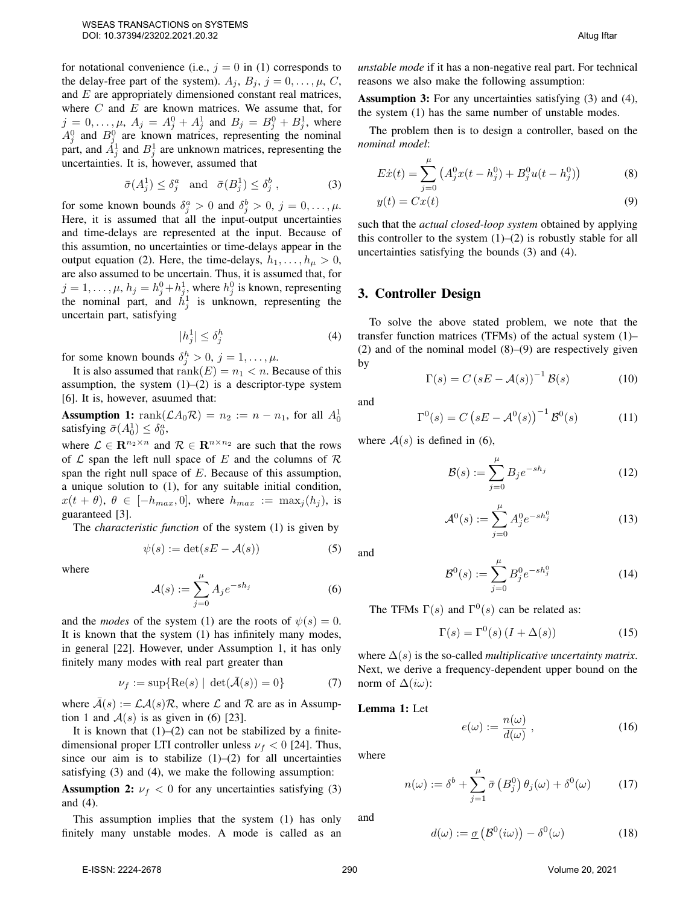for notational convenience (i.e., $j = 0$ in (1) corresponds to the delay-free part of the system). $A_j$, $B_j$, $j = 0, \ldots, \mu$, $C$, and $E$ are appropriately dimensioned constant real matrices, where $C$ and $E$ are known matrices. We assume that, for $j = 0, \ldots, \mu$, $A_j = A_j^0 + A_j^1$ and $B_j = B_j^0 + B_j^1$, where $A_j^0$ and $B_j^0$ are known matrices, representing the nominal part, and $A_j^1$ and $B_j^1$ are unknown matrices, representing the uncertainties. It is, however, assumed that

$$\bar{\sigma}(A_j^1) \leq \delta_j^a \quad \text{and} \quad \bar{\sigma}(B_j^1) \leq \delta_j^b \;, \tag{3}$$

for some known bounds $\delta_j^a > 0$ and $\delta_j^b > 0$, $j = 0, \ldots, \mu$. Here, it is assumed that all the input-output uncertainties and time-delays are represented at the input. Because of this assumtion, no uncertainties or time-delays appear in the output equation (2). Here, the time-delays, $h_1, \ldots, h_\mu > 0$, are also assumed to be uncertain. Thus, it is assumed that, for $j = 1, \ldots, \mu$, $h_j = h_j^0 + h_j^1$, where $h_j^0$ is known, representing the nominal part, and $h_j^1$ is unknown, representing the uncertain part, satisfying

$$|h_j^1| \leq \delta_j^h \tag{4}$$

for some known bounds $\delta_j^h > 0$, $j = 1, \ldots, \mu$.

It is also assumed that $\text{rank}(E) = n_1 < n$. Because of this assumption, the system (1)–(2) is a descriptor-type system [6]. It is, however, asuumed that:

**Assumption 1:** $\text{rank}(\mathcal{L}A_0\mathcal{R}) = n_2 := n - n_1$, for all $A_0^1$ satisfying $\bar{\sigma}(A_0^1) \leq \delta_0^a$,

where $\mathcal{L} \in \mathbf{R}^{n_2 \times n}$ and $\mathcal{R} \in \mathbf{R}^{n \times n_2}$ are such that the rows of $\mathcal{L}$ span the left null space of $E$ and the columns of $\mathcal{R}$ span the right null space of $E$. Because of this assumption, a unique solution to (1), for any suitable initial condition, $x(t + \theta)$, $\theta \in [-h_{max}, 0]$, where $h_{max} := \max_j(h_j)$, is guaranteed [3].

The *characteristic function* of the system (1) is given by

$$\psi(s) := \det(sE - \mathcal{A}(s)) \tag{5}$$

where

$$\mathcal{A}(s) := \sum_{j=0}^{\mu} A_j e^{-sh_j} \tag{6}$$

and the *modes* of the system (1) are the roots of $\psi(s) = 0$. It is known that the system (1) has infinitely many modes, in general [22]. However, under Assumption 1, it has only finitely many modes with real part greater than

$$\nu_f := \sup\{\text{Re}(s) \mid \det(\bar{\mathcal{A}}(s)) = 0\} \tag{7}$$

where $\bar{\mathcal{A}}(s) := \mathcal{L}\mathcal{A}(s)\mathcal{R}$, where $\mathcal{L}$ and $\mathcal{R}$ are as in Assumption 1 and $\mathcal{A}(s)$ is as given in (6) [23].

It is known that (1)–(2) can not be stabilized by a finite-dimensional proper LTI controller unless $\nu_f < 0$ [24]. Thus, since our aim is to stabilize (1)–(2) for all uncertainties satisfying (3) and (4), we make the following assumption:

**Assumption 2:** $\nu_f < 0$ for any uncertainties satisfying (3) and (4).

This assumption implies that the system (1) has only finitely many unstable modes. A mode is called as an *unstable mode* if it has a non-negative real part. For technical reasons we also make the following assumption:

**Assumption 3:** For any uncertainties satisfying (3) and (4), the system (1) has the same number of unstable modes.

The problem then is to design a controller, based on the *nominal model*:

$$E\dot{x}(t) = \sum_{j=0}^{\mu} \left( A_j^0 x(t - h_j^0) + B_j^0 u(t - h_j^0) \right) \tag{8}$$

$$y(t) = Cx(t) \tag{9}$$

such that the *actual closed-loop system* obtained by applying this controller to the system (1)–(2) is robustly stable for all uncertainties satisfying the bounds (3) and (4).

## 3. Controller Design

To solve the above stated problem, we note that the transfer function matrices (TFMs) of the actual system (1)–(2) and of the nominal model (8)–(9) are respectively given by

$$\Gamma(s) = C\left(sE - \mathcal{A}(s)\right)^{-1} \mathcal{B}(s) \tag{10}$$

and

$$\Gamma^0(s) = C\left(sE - \mathcal{A}^0(s)\right)^{-1} \mathcal{B}^0(s) \tag{11}$$

where $\mathcal{A}(s)$ is defined in (6),

$$\mathcal{B}(s) := \sum_{j=0}^{\mu} B_j e^{-sh_j} \tag{12}$$

$$\mathcal{A}^0(s) := \sum_{j=0}^{\mu} A_j^0 e^{-sh_j^0} \tag{13}$$

and

$$\mathcal{B}^0(s) := \sum_{j=0}^{\mu} B_j^0 e^{-sh_j^0} \tag{14}$$

The TFMs $\Gamma(s)$ and $\Gamma^0(s)$ can be related as:

$$\Gamma(s) = \Gamma^0(s)\left(I + \Delta(s)\right) \tag{15}$$

where $\Delta(s)$ is the so-called *multiplicative uncertainty matrix*. Next, we derive a frequency-dependent upper bound on the norm of $\Delta(i\omega)$:

**Lemma 1:** Let

$$e(\omega) := \frac{n(\omega)}{d(\omega)} \;, \tag{16}$$

where

$$n(\omega) := \delta^b + \sum_{j=1}^{\mu} \bar{\sigma}\left(B_j^0\right) \theta_j(\omega) + \delta^0(\omega) \tag{17}$$

and

$$d(\omega) := \underline{\sigma}\left(\mathcal{B}^0(i\omega)\right) - \delta^0(\omega) \tag{18}$$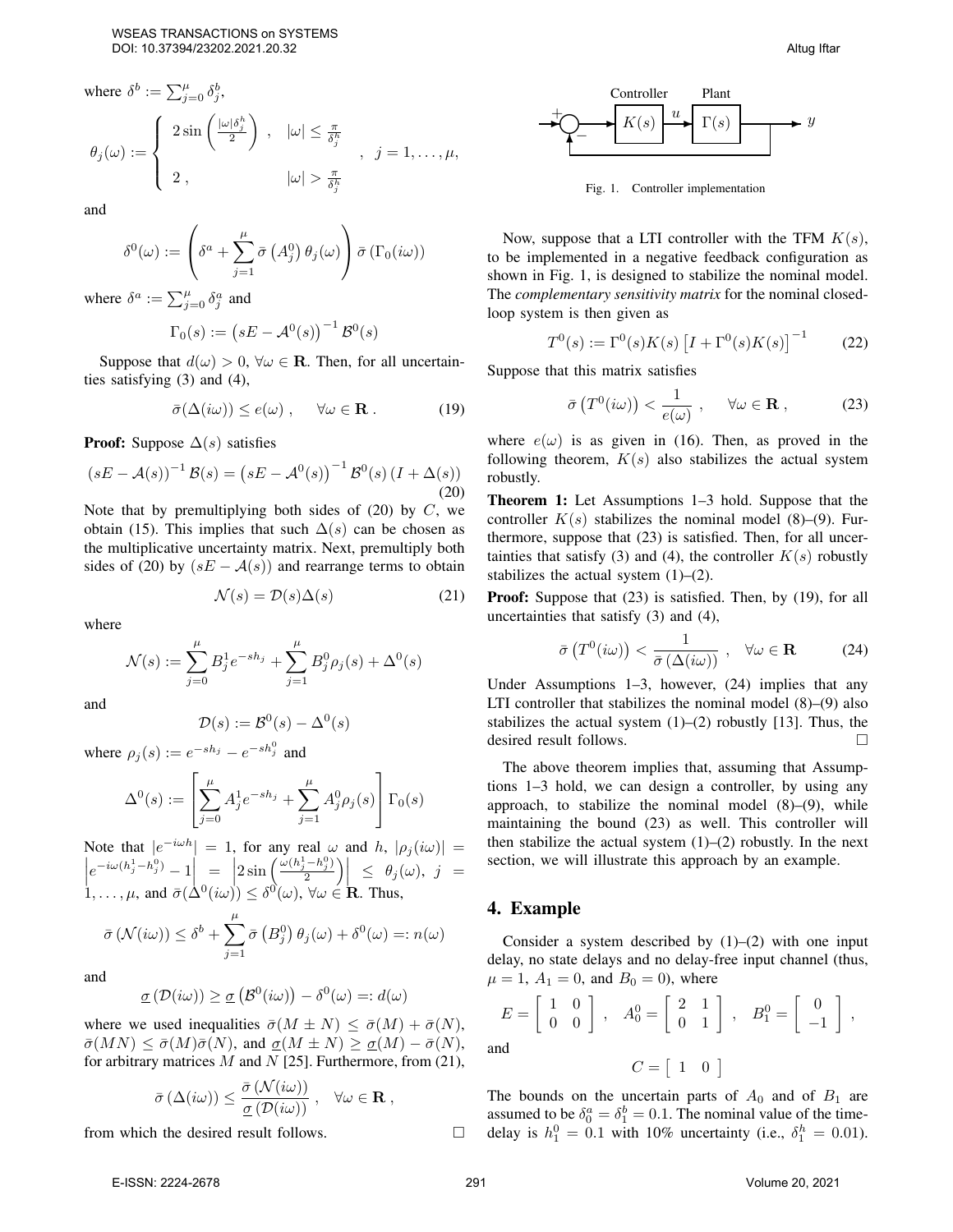where $\delta^b := \sum_{j=0}^{\mu} \delta_j^b$,

$$\theta_j(\omega) := \begin{cases} 2\sin\left(\frac{|\omega|\delta_j^h}{2}\right), & |\omega| \leq \frac{\pi}{\delta_j^h} \\ 2, & |\omega| > \frac{\pi}{\delta_j^h} \end{cases}, \quad j = 1, \ldots, \mu,$$

and

$$\delta^0(\omega) := \left(\delta^a + \sum_{j=1}^{\mu} \bar{\sigma}\left(A_j^0\right)\theta_j(\omega)\right)\bar{\sigma}\left(\Gamma_0(i\omega)\right)$$

where $\delta^a := \sum_{j=0}^{\mu} \delta_j^a$ and

$$\Gamma_0(s) := \left(sE - \mathcal{A}^0(s)\right)^{-1}\mathcal{B}^0(s)$$

Suppose that $d(\omega) > 0$, $\forall\omega \in \mathbf{R}$. Then, for all uncertainties satisfying (3) and (4),

$$\bar{\sigma}(\Delta(i\omega)) \leq e(\omega), \quad \forall\omega \in \mathbf{R}. \tag{19}$$

**Proof:** Suppose $\Delta(s)$ satisfies

$$(sE - \mathcal{A}(s))^{-1}\mathcal{B}(s) = \left(sE - \mathcal{A}^0(s)\right)^{-1}\mathcal{B}^0(s)\left(I + \Delta(s)\right) \tag{20}$$

Note that by premultiplying both sides of (20) by $C$, we obtain (15). This implies that such $\Delta(s)$ can be chosen as the multiplicative uncertainty matrix. Next, premultiply both sides of (20) by $(sE - \mathcal{A}(s))$ and rearrange terms to obtain

$$\mathcal{N}(s) = \mathcal{D}(s)\Delta(s) \tag{21}$$

where

$$\mathcal{N}(s) := \sum_{j=0}^{\mu} B_j^1 e^{-sh_j} + \sum_{j=1}^{\mu} B_j^0 \rho_j(s) + \Delta^0(s)$$

and

$$\mathcal{D}(s) := \mathcal{B}^0(s) - \Delta^0(s)$$

where $\rho_j(s) := e^{-sh_j} - e^{-sh_j^0}$ and

$$\Delta^0(s) := \left[\sum_{j=0}^{\mu} A_j^1 e^{-sh_j} + \sum_{j=1}^{\mu} A_j^0 \rho_j(s)\right]\Gamma_0(s)$$

Note that $|e^{-i\omega h}| = 1$, for any real $\omega$ and $h$, $|\rho_j(i\omega)| = \left|e^{-i\omega(h_j^1 - h_j^0)} - 1\right| = \left|2\sin\left(\frac{\omega(h_j^1 - h_j^0)}{2}\right)\right| \leq \theta_j(\omega)$, $j = 1, \ldots, \mu$, and $\bar{\sigma}(\Delta^0(i\omega)) \leq \delta^0(\omega)$, $\forall\omega \in \mathbf{R}$. Thus,

$$\bar{\sigma}\left(\mathcal{N}(i\omega)\right) \leq \delta^b + \sum_{j=1}^{\mu} \bar{\sigma}\left(B_j^0\right)\theta_j(\omega) + \delta^0(\omega) =: n(\omega)$$

and

$$\underline{\sigma}\left(\mathcal{D}(i\omega)\right) \geq \underline{\sigma}\left(\mathcal{B}^0(i\omega)\right) - \delta^0(\omega) =: d(\omega)$$

where we used inequalities $\bar{\sigma}(M \pm N) \leq \bar{\sigma}(M) + \bar{\sigma}(N)$, $\bar{\sigma}(MN) \leq \bar{\sigma}(M)\bar{\sigma}(N)$, and $\underline{\sigma}(M \pm N) \geq \underline{\sigma}(M) - \bar{\sigma}(N)$, for arbitrary matrices $M$ and $N$ [25]. Furthermore, from (21),

$$\bar{\sigma}\left(\Delta(i\omega)\right) \leq \frac{\bar{\sigma}\left(\mathcal{N}(i\omega)\right)}{\underline{\sigma}\left(\mathcal{D}(i\omega)\right)}, \quad \forall\omega \in \mathbf{R},$$

from which the desired result follows. □

Fig. 1. Controller implementation

Now, suppose that a LTI controller with the TFM $K(s)$, to be implemented in a negative feedback configuration as shown in Fig. 1, is designed to stabilize the nominal model. The *complementary sensitivity matrix* for the nominal closed-loop system is then given as

$$T^0(s) := \Gamma^0(s)K(s)\left[I + \Gamma^0(s)K(s)\right]^{-1} \tag{22}$$

Suppose that this matrix satisfies

$$\bar{\sigma}\left(T^0(i\omega)\right) < \frac{1}{e(\omega)}, \quad \forall\omega \in \mathbf{R}, \tag{23}$$

where $e(\omega)$ is as given in (16). Then, as proved in the following theorem, $K(s)$ also stabilizes the actual system robustly.

**Theorem 1:** Let Assumptions 1–3 hold. Suppose that the controller $K(s)$ stabilizes the nominal model (8)–(9). Furthermore, suppose that (23) is satisfied. Then, for all uncertainties that satisfy (3) and (4), the controller $K(s)$ robustly stabilizes the actual system (1)–(2).

**Proof:** Suppose that (23) is satisfied. Then, by (19), for all uncertainties that satisfy (3) and (4),

$$\bar{\sigma}\left(T^0(i\omega)\right) < \frac{1}{\bar{\sigma}\left(\Delta(i\omega)\right)}, \quad \forall\omega \in \mathbf{R} \tag{24}$$

Under Assumptions 1–3, however, (24) implies that any LTI controller that stabilizes the nominal model (8)–(9) also stabilizes the actual system (1)–(2) robustly [13]. Thus, the desired result follows. □

The above theorem implies that, assuming that Assumptions 1–3 hold, we can design a controller, by using any approach, to stabilize the nominal model (8)–(9), while maintaining the bound (23) as well. This controller will then stabilize the actual system (1)–(2) robustly. In the next section, we will illustrate this approach by an example.

## 4. Example

Consider a system described by (1)–(2) with one input delay, no state delays and no delay-free input channel (thus, $\mu = 1$, $A_1 = 0$, and $B_0 = 0$), where

$$E = \begin{bmatrix} 1 & 0 \\ 0 & 0 \end{bmatrix}, \quad A_0^0 = \begin{bmatrix} 2 & 1 \\ 0 & 1 \end{bmatrix}, \quad B_1^0 = \begin{bmatrix} 0 \\ -1 \end{bmatrix},$$

and

$$C = \begin{bmatrix} 1 & 0 \end{bmatrix}$$

The bounds on the uncertain parts of $A_0$ and of $B_1$ are assumed to be $\delta_0^a = \delta_1^b = 0.1$. The nominal value of the time-delay is $h_1^0 = 0.1$ with 10% uncertainty (i.e., $\delta_1^h = 0.01$).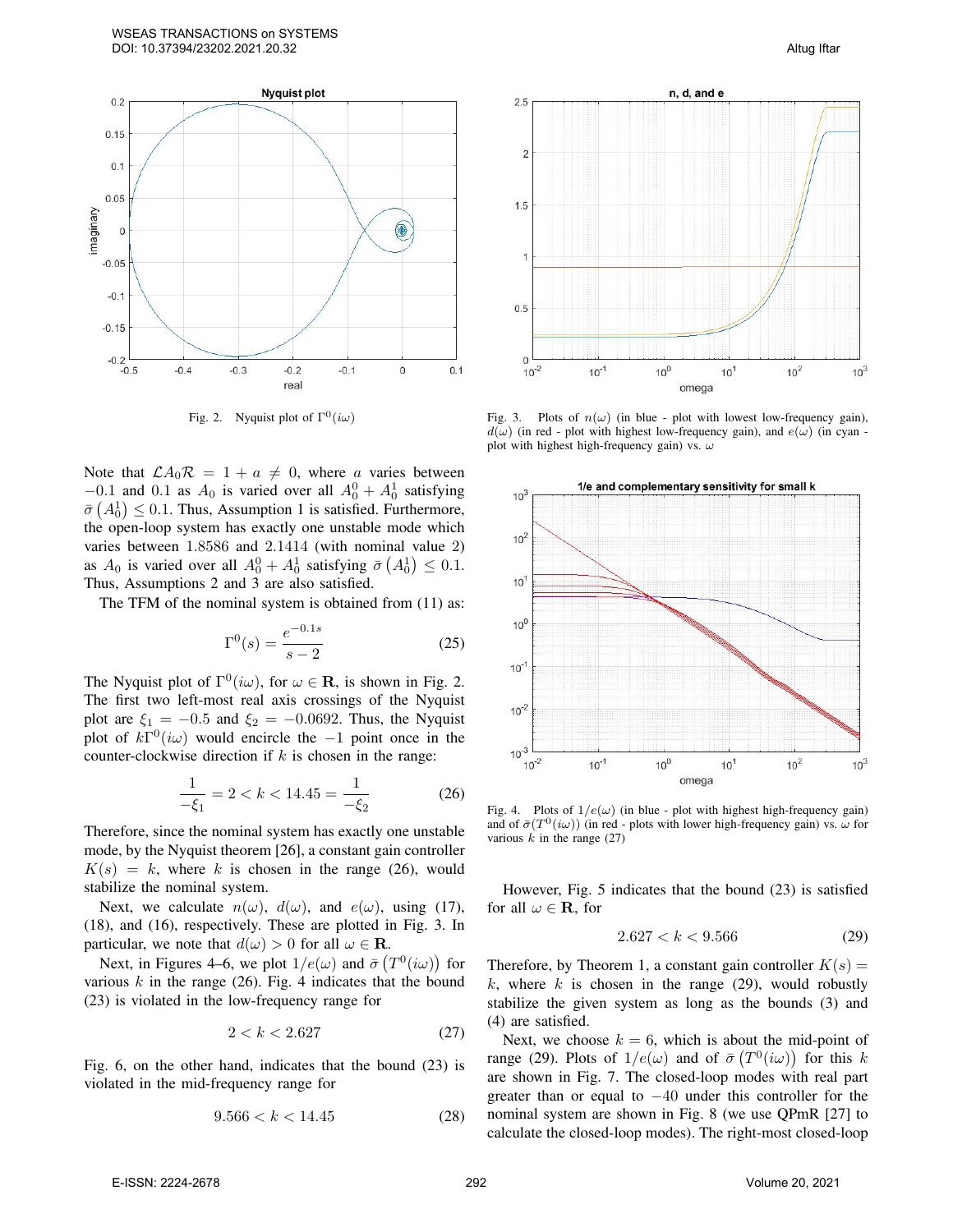Fig. 2. Nyquist plot of $\Gamma^0(i\omega)$

Fig. 3. Plots of $n(\omega)$ (in blue - plot with lowest low-frequency gain), $d(\omega)$ (in red - plot with highest low-frequency gain), and $e(\omega)$ (in cyan - plot with highest high-frequency gain) vs. $\omega$

Note that $\mathcal{L}A_0\mathcal{R} = 1 + a \neq 0$, where $a$ varies between $-0.1$ and $0.1$ as $A_0$ is varied over all $A_0^0 + A_0^1$ satisfying $\bar{\sigma}\left(A_0^1\right) \leq 0.1$. Thus, Assumption 1 is satisfied. Furthermore, the open-loop system has exactly one unstable mode which varies between $1.8586$ and $2.1414$ (with nominal value 2) as $A_0$ is varied over all $A_0^0 + A_0^1$ satisfying $\bar{\sigma}\left(A_0^1\right) \leq 0.1$. Thus, Assumptions 2 and 3 are also satisfied.

The TFM of the nominal system is obtained from (11) as:

$$\Gamma^0(s) = \frac{e^{-0.1s}}{s-2} \tag{25}$$

The Nyquist plot of $\Gamma^0(i\omega)$, for $\omega \in \mathbf{R}$, is shown in Fig. 2. The first two left-most real axis crossings of the Nyquist plot are $\xi_1 = -0.5$ and $\xi_2 = -0.0692$. Thus, the Nyquist plot of $k\Gamma^0(i\omega)$ would encircle the $-1$ point once in the counter-clockwise direction if $k$ is chosen in the range:

$$\frac{1}{-\xi_1} = 2 < k < 14.45 = \frac{1}{-\xi_2} \tag{26}$$

Therefore, since the nominal system has exactly one unstable mode, by the Nyquist theorem [26], a constant gain controller $K(s) = k$, where $k$ is chosen in the range (26), would stabilize the nominal system.

Next, we calculate $n(\omega)$, $d(\omega)$, and $e(\omega)$, using (17), (18), and (16), respectively. These are plotted in Fig. 3. In particular, we note that $d(\omega) > 0$ for all $\omega \in \mathbf{R}$.

Next, in Figures 4–6, we plot $1/e(\omega)$ and $\bar{\sigma}\left(T^0(i\omega)\right)$ for various $k$ in the range (26). Fig. 4 indicates that the bound (23) is violated in the low-frequency range for

$$2 < k < 2.627 \tag{27}$$

Fig. 6, on the other hand, indicates that the bound (23) is violated in the mid-frequency range for

$$9.566 < k < 14.45 \tag{28}$$

Fig. 4. Plots of $1/e(\omega)$ (in blue - plot with highest high-frequency gain) and of $\bar{\sigma}(T^0(i\omega))$ (in red - plots with lower high-frequency gain) vs. $\omega$ for various $k$ in the range (27)

However, Fig. 5 indicates that the bound (23) is satisfied for all $\omega \in \mathbf{R}$, for

$$2.627 < k < 9.566 \tag{29}$$

Therefore, by Theorem 1, a constant gain controller $K(s) = k$, where $k$ is chosen in the range (29), would robustly stabilize the given system as long as the bounds (3) and (4) are satisfied.

Next, we choose $k = 6$, which is about the mid-point of range (29). Plots of $1/e(\omega)$ and of $\bar{\sigma}\left(T^0(i\omega)\right)$ for this $k$ are shown in Fig. 7. The closed-loop modes with real part greater than or equal to $-40$ under this controller for the nominal system are shown in Fig. 8 (we use QPmR [27] to calculate the closed-loop modes). The right-most closed-loop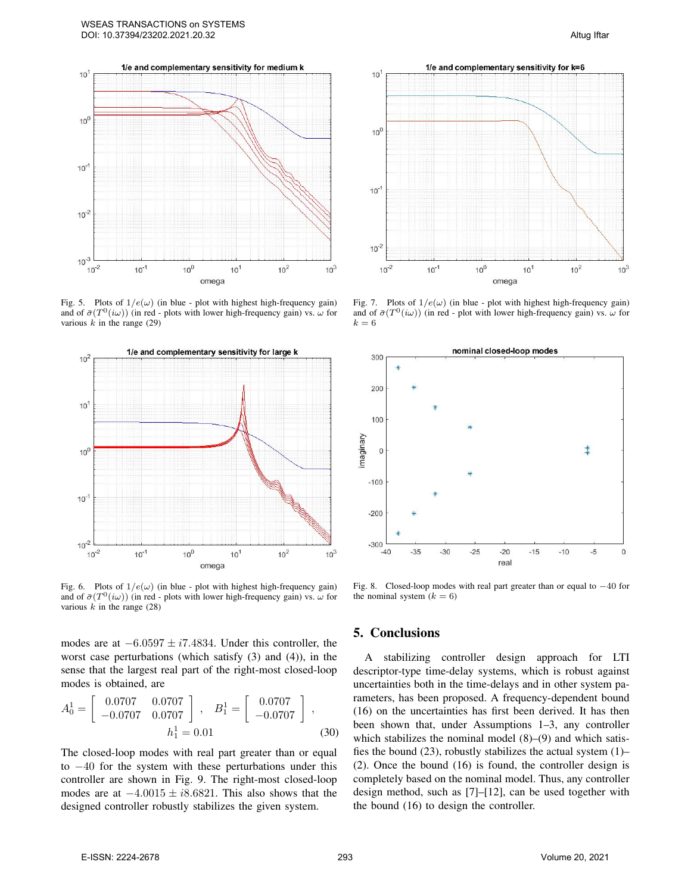Fig. 5. Plots of $1/e(\omega)$ (in blue - plot with highest high-frequency gain) and of $\bar{\sigma}(T^0(i\omega))$ (in red - plots with lower high-frequency gain) vs. $\omega$ for various $k$ in the range (29)

Fig. 6. Plots of $1/e(\omega)$ (in blue - plot with highest high-frequency gain) and of $\bar{\sigma}(T^0(i\omega))$ (in red - plots with lower high-frequency gain) vs. $\omega$ for various $k$ in the range (28)

modes are at $-6.0597 \pm i7.4834$. Under this controller, the worst case perturbations (which satisfy (3) and (4)), in the sense that the largest real part of the right-most closed-loop modes is obtained, are

$$A_0^1 = \begin{bmatrix} 0.0707 & 0.0707 \\ -0.0707 & 0.0707 \end{bmatrix}, \quad B_1^1 = \begin{bmatrix} 0.0707 \\ -0.0707 \end{bmatrix}, \quad h_1^1 = 0.01 \tag{30}$$

The closed-loop modes with real part greater than or equal to $-40$ for the system with these perturbations under this controller are shown in Fig. 9. The right-most closed-loop modes are at $-4.0015 \pm i8.6821$. This also shows that the designed controller robustly stabilizes the given system.

Fig. 7. Plots of $1/e(\omega)$ (in blue - plot with highest high-frequency gain) and of $\bar{\sigma}(T^0(i\omega))$ (in red - plot with lower high-frequency gain) vs. $\omega$ for $k = 6$

Fig. 8. Closed-loop modes with real part greater than or equal to $-40$ for the nominal system ($k = 6$)

## 5. Conclusions

A stabilizing controller design approach for LTI descriptor-type time-delay systems, which is robust against uncertainties both in the time-delays and in other system parameters, has been proposed. A frequency-dependent bound (16) on the uncertainties has first been derived. It has then been shown that, under Assumptions 1–3, any controller which stabilizes the nominal model (8)–(9) and which satisfies the bound (23), robustly stabilizes the actual system (1)–(2). Once the bound (16) is found, the controller design is completely based on the nominal model. Thus, any controller design method, such as [7]–[12], can be used together with the bound (16) to design the controller.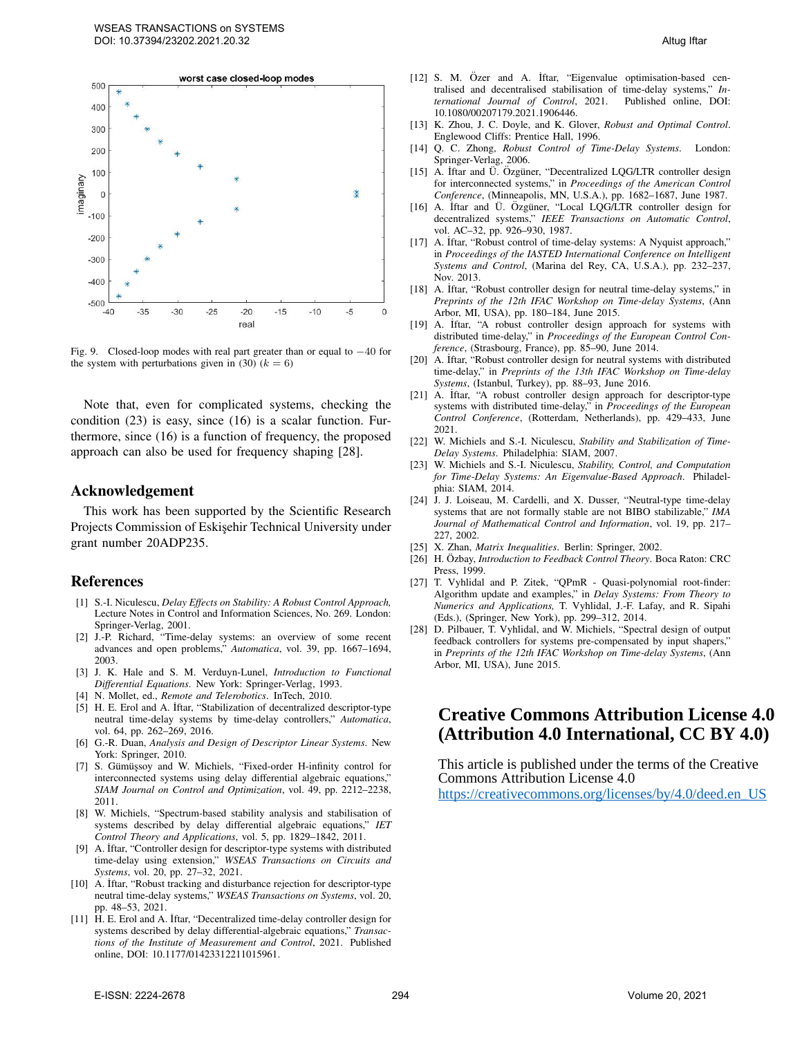worst case closed-loop modes

500
400
300
200
100
0
-100
-200
-300
-400
-500

imaginary

-40 -35 -30 -25 -20 -15 -10 -5 0

real

Fig. 9. Closed-loop modes with real part greater than or equal to $-40$ for the system with perturbations given in (30) ($k = 6$)

Note that, even for complicated systems, checking the condition (23) is easy, since (16) is a scalar function. Furthermore, since (16) is a function of frequency, the proposed approach can also be used for frequency shaping [28].

## Acknowledgement

This work has been supported by the Scientific Research Projects Commission of Eskişehir Technical University under grant number 20ADP235.

## References

[1] S.-I. Niculescu, *Delay Effects on Stability: A Robust Control Approach,* Lecture Notes in Control and Information Sciences, No. 269. London: Springer-Verlag, 2001.

[2] J.-P. Richard, "Time-delay systems: an overview of some recent advances and open problems," *Automatica*, vol. 39, pp. 1667–1694, 2003.

[3] J. K. Hale and S. M. Verduyn-Lunel, *Introduction to Functional Differential Equations*. New York: Springer-Verlag, 1993.

[4] N. Mollet, ed., *Remote and Telerobotics*. InTech, 2010.

[5] H. E. Erol and A. İftar, "Stabilization of decentralized descriptor-type neutral time-delay systems by time-delay controllers," *Automatica*, vol. 64, pp. 262–269, 2016.

[6] G.-R. Duan, *Analysis and Design of Descriptor Linear Systems*. New York: Springer, 2010.

[7] S. Gümüşsoy and W. Michiels, "Fixed-order H-infinity control for interconnected systems using delay differential algebraic equations," *SIAM Journal on Control and Optimization*, vol. 49, pp. 2212–2238, 2011.

[8] W. Michiels, "Spectrum-based stability analysis and stabilisation of systems described by delay differential algebraic equations," *IET Control Theory and Applications*, vol. 5, pp. 1829–1842, 2011.

[9] A. İftar, "Controller design for descriptor-type systems with distributed time-delay using extension," *WSEAS Transactions on Circuits and Systems*, vol. 20, pp. 27–32, 2021.

[10] A. İftar, "Robust tracking and disturbance rejection for descriptor-type neutral time-delay systems," *WSEAS Transactions on Systems*, vol. 20, pp. 48–53, 2021.

[11] H. E. Erol and A. İftar, "Decentralized time-delay controller design for systems described by delay differential-algebraic equations," *Transactions of the Institute of Measurement and Control*, 2021. Published online, DOI: 10.1177/01423312211015961.

[12] S. M. Özer and A. İftar, "Eigenvalue optimisation-based centralised and decentralised stabilisation of time-delay systems," *International Journal of Control*, 2021. Published online, DOI: 10.1080/00207179.2021.1906446.

[13] K. Zhou, J. C. Doyle, and K. Glover, *Robust and Optimal Control*. Englewood Cliffs: Prentice Hall, 1996.

[14] Q. C. Zhong, *Robust Control of Time-Delay Systems*. London: Springer-Verlag, 2006.

[15] A. İftar and Ü. Özgüner, "Decentralized LQG/LTR controller design for interconnected systems," in *Proceedings of the American Control Conference*, (Minneapolis, MN, U.S.A.), pp. 1682–1687, June 1987.

[16] A. İftar and Ü. Özgüner, "Local LQG/LTR controller design for decentralized systems," *IEEE Transactions on Automatic Control*, vol. AC–32, pp. 926–930, 1987.

[17] A. İftar, "Robust control of time-delay systems: A Nyquist approach," in *Proceedings of the IASTED International Conference on Intelligent Systems and Control*, (Marina del Rey, CA, U.S.A.), pp. 232–237, Nov. 2013.

[18] A. İftar, "Robust controller design for neutral time-delay systems," in *Preprints of the 12th IFAC Workshop on Time-delay Systems*, (Ann Arbor, MI, USA), pp. 180–184, June 2015.

[19] A. İftar, "A robust controller design approach for systems with distributed time-delay," in *Proceedings of the European Control Conference*, (Strasbourg, France), pp. 85–90, June 2014.

[20] A. İftar, "Robust controller design for neutral systems with distributed time-delay," in *Preprints of the 13th IFAC Workshop on Time-delay Systems*, (Istanbul, Turkey), pp. 88–93, June 2016.

[21] A. İftar, "A robust controller design approach for descriptor-type systems with distributed time-delay," in *Proceedings of the European Control Conference*, (Rotterdam, Netherlands), pp. 429–433, June 2021.

[22] W. Michiels and S.-I. Niculescu, *Stability and Stabilization of Time-Delay Systems*. Philadelphia: SIAM, 2007.

[23] W. Michiels and S.-I. Niculescu, *Stability, Control, and Computation for Time-Delay Systems: An Eigenvalue-Based Approach*. Philadelphia: SIAM, 2014.

[24] J. J. Loiseau, M. Cardelli, and X. Dusser, "Neutral-type time-delay systems that are not formally stable are not BIBO stabilizable," *IMA Journal of Mathematical Control and Information*, vol. 19, pp. 217–227, 2002.

[25] X. Zhan, *Matrix Inequalities*. Berlin: Springer, 2002.

[26] H. Özbay, *Introduction to Feedback Control Theory*. Boca Raton: CRC Press, 1999.

[27] T. Vyhlidal and P. Zitek, "QPmR - Quasi-polynomial root-finder: Algorithm update and examples," in *Delay Systems: From Theory to Numerics and Applications,* T. Vyhlidal, J.-F. Lafay, and R. Sipahi (Eds.), (Springer, New York), pp. 299–312, 2014.

[28] D. Pilbauer, T. Vyhlidal, and W. Michiels, "Spectral design of output feedback controllers for systems pre-compensated by input shapers," in *Preprints of the 12th IFAC Workshop on Time-delay Systems*, (Ann Arbor, MI, USA), June 2015.

## Creative Commons Attribution License 4.0 (Attribution 4.0 International, CC BY 4.0)

This article is published under the terms of the Creative Commons Attribution License 4.0
https://creativecommons.org/licenses/by/4.0/deed.en_US